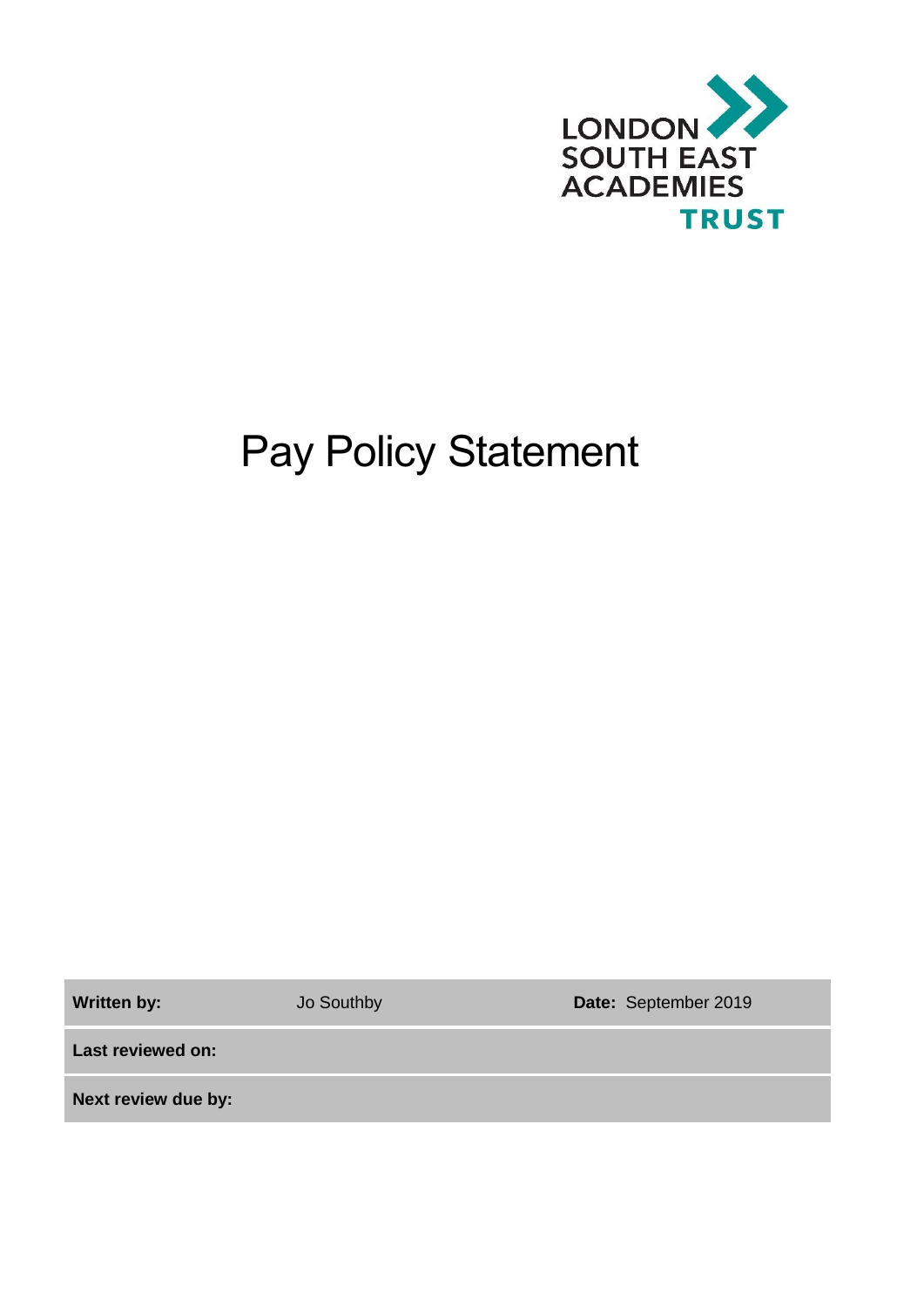LONDON SOUTH EAST ACADEMIES TRUST

# Pay Policy Statement

| **Written by:** | Jo Southby | **Date:** September 2019 |
|---|---|---|
| **Last reviewed on:** | | |
| **Next review due by:** | | |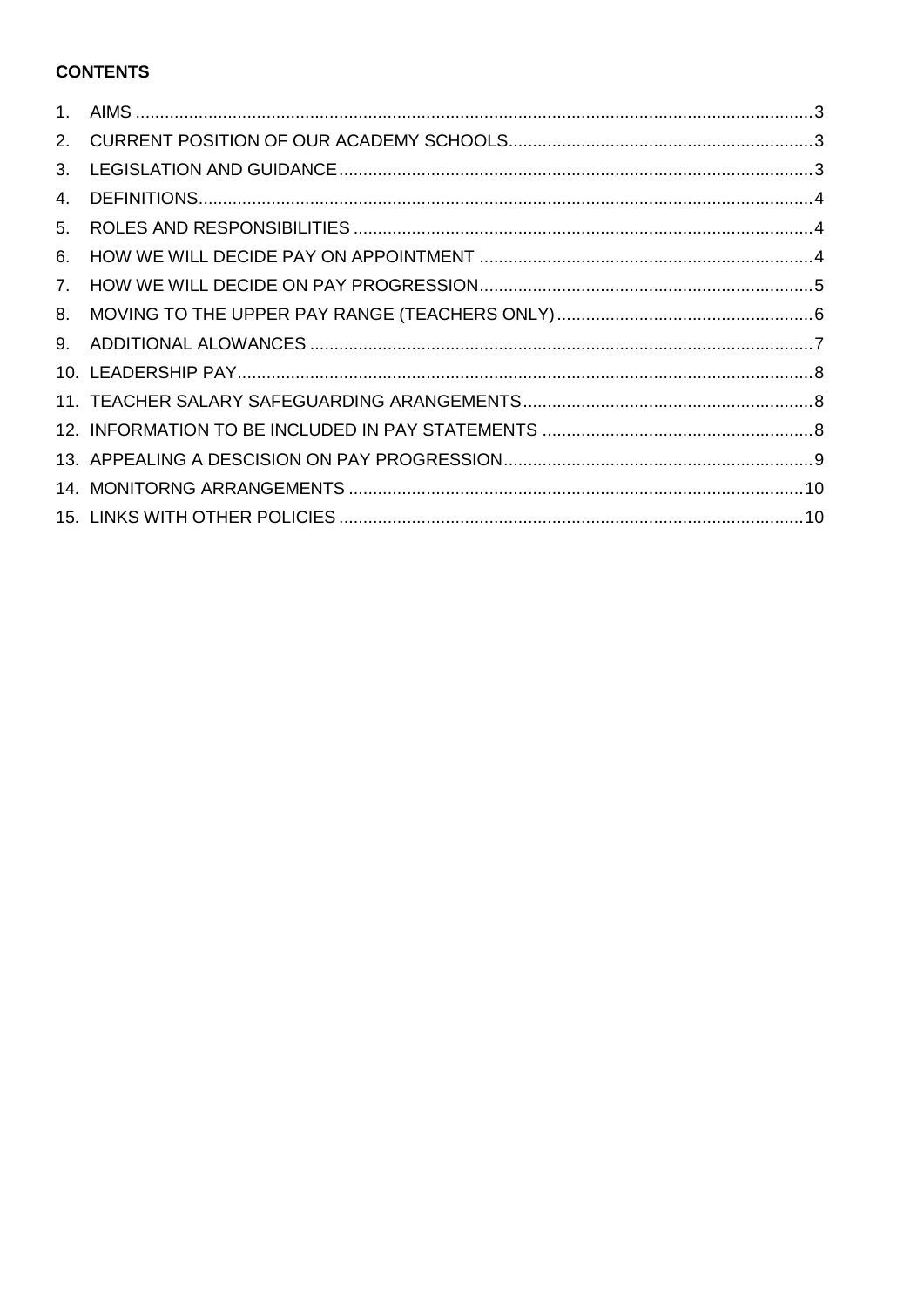**CONTENTS**

1. AIMS ........................................................................................................................................3
2. CURRENT POSITION OF OUR ACADEMY SCHOOLS..............................................................3
3. LEGISLATION AND GUIDANCE.................................................................................................3
4. DEFINITIONS..............................................................................................................................4
5. ROLES AND RESPONSIBILITIES ..............................................................................................4
6. HOW WE WILL DECIDE PAY ON APPOINTMENT ....................................................................4
7. HOW WE WILL DECIDE ON PAY PROGRESSION....................................................................5
8. MOVING TO THE UPPER PAY RANGE (TEACHERS ONLY) ....................................................6
9. ADDITIONAL ALOWANCES .......................................................................................................7
10. LEADERSHIP PAY......................................................................................................................8
11. TEACHER SALARY SAFEGUARDING ARANGEMENTS............................................................8
12. INFORMATION TO BE INCLUDED IN PAY STATEMENTS ........................................................8
13. APPEALING A DESCISION ON PAY PROGRESSION................................................................9
14. MONITORNG ARRANGEMENTS .............................................................................................10
15. LINKS WITH OTHER POLICIES ................................................................................................10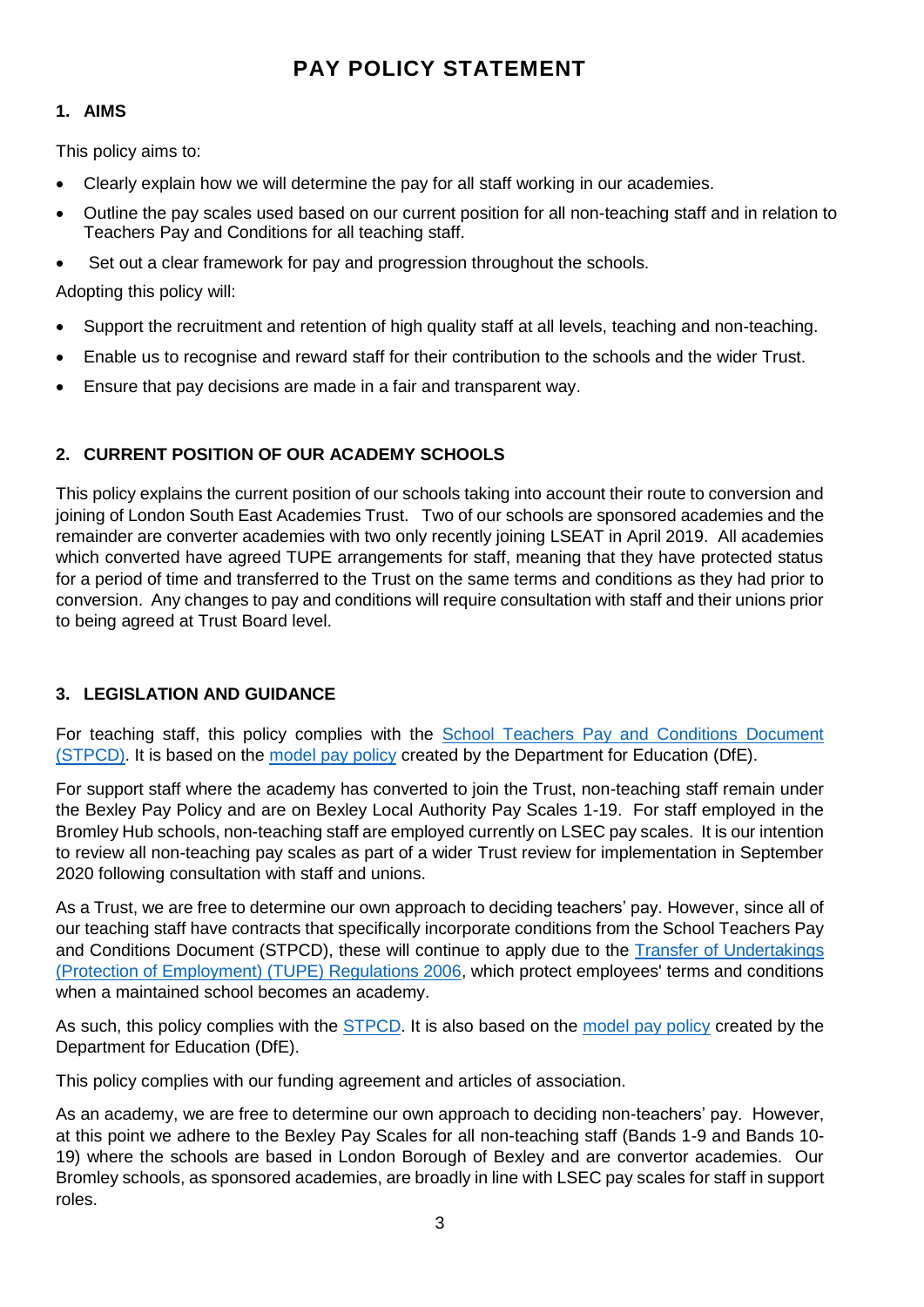# PAY POLICY STATEMENT

## 1. AIMS

This policy aims to:

- Clearly explain how we will determine the pay for all staff working in our academies.
- Outline the pay scales used based on our current position for all non-teaching staff and in relation to Teachers Pay and Conditions for all teaching staff.
- Set out a clear framework for pay and progression throughout the schools.

Adopting this policy will:

- Support the recruitment and retention of high quality staff at all levels, teaching and non-teaching.
- Enable us to recognise and reward staff for their contribution to the schools and the wider Trust.
- Ensure that pay decisions are made in a fair and transparent way.

## 2. CURRENT POSITION OF OUR ACADEMY SCHOOLS

This policy explains the current position of our schools taking into account their route to conversion and joining of London South East Academies Trust. Two of our schools are sponsored academies and the remainder are converter academies with two only recently joining LSEAT in April 2019. All academies which converted have agreed TUPE arrangements for staff, meaning that they have protected status for a period of time and transferred to the Trust on the same terms and conditions as they had prior to conversion. Any changes to pay and conditions will require consultation with staff and their unions prior to being agreed at Trust Board level.

## 3. LEGISLATION AND GUIDANCE

For teaching staff, this policy complies with the School Teachers Pay and Conditions Document (STPCD). It is based on the model pay policy created by the Department for Education (DfE).

For support staff where the academy has converted to join the Trust, non-teaching staff remain under the Bexley Pay Policy and are on Bexley Local Authority Pay Scales 1-19. For staff employed in the Bromley Hub schools, non-teaching staff are employed currently on LSEC pay scales. It is our intention to review all non-teaching pay scales as part of a wider Trust review for implementation in September 2020 following consultation with staff and unions.

As a Trust, we are free to determine our own approach to deciding teachers' pay. However, since all of our teaching staff have contracts that specifically incorporate conditions from the School Teachers Pay and Conditions Document (STPCD), these will continue to apply due to the Transfer of Undertakings (Protection of Employment) (TUPE) Regulations 2006, which protect employees' terms and conditions when a maintained school becomes an academy.

As such, this policy complies with the STPCD. It is also based on the model pay policy created by the Department for Education (DfE).

This policy complies with our funding agreement and articles of association.

As an academy, we are free to determine our own approach to deciding non-teachers' pay. However, at this point we adhere to the Bexley Pay Scales for all non-teaching staff (Bands 1-9 and Bands 10-19) where the schools are based in London Borough of Bexley and are convertor academies. Our Bromley schools, as sponsored academies, are broadly in line with LSEC pay scales for staff in support roles.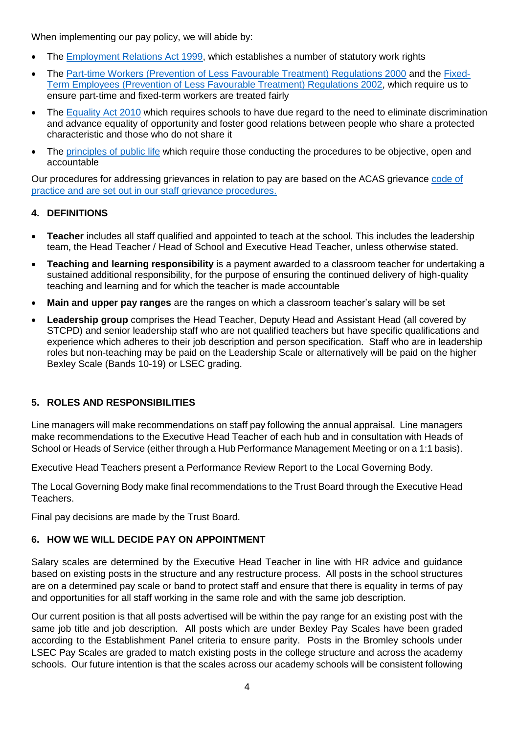When implementing our pay policy, we will abide by:

- The Employment Relations Act 1999, which establishes a number of statutory work rights
- The Part-time Workers (Prevention of Less Favourable Treatment) Regulations 2000 and the Fixed-Term Employees (Prevention of Less Favourable Treatment) Regulations 2002, which require us to ensure part-time and fixed-term workers are treated fairly
- The Equality Act 2010 which requires schools to have due regard to the need to eliminate discrimination and advance equality of opportunity and foster good relations between people who share a protected characteristic and those who do not share it
- The principles of public life which require those conducting the procedures to be objective, open and accountable

Our procedures for addressing grievances in relation to pay are based on the ACAS grievance code of practice and are set out in our staff grievance procedures.

## 4. DEFINITIONS

- **Teacher** includes all staff qualified and appointed to teach at the school. This includes the leadership team, the Head Teacher / Head of School and Executive Head Teacher, unless otherwise stated.
- **Teaching and learning responsibility** is a payment awarded to a classroom teacher for undertaking a sustained additional responsibility, for the purpose of ensuring the continued delivery of high-quality teaching and learning and for which the teacher is made accountable
- **Main and upper pay ranges** are the ranges on which a classroom teacher's salary will be set
- **Leadership group** comprises the Head Teacher, Deputy Head and Assistant Head (all covered by STCPD) and senior leadership staff who are not qualified teachers but have specific qualifications and experience which adheres to their job description and person specification. Staff who are in leadership roles but non-teaching may be paid on the Leadership Scale or alternatively will be paid on the higher Bexley Scale (Bands 10-19) or LSEC grading.

## 5. ROLES AND RESPONSIBILITIES

Line managers will make recommendations on staff pay following the annual appraisal. Line managers make recommendations to the Executive Head Teacher of each hub and in consultation with Heads of School or Heads of Service (either through a Hub Performance Management Meeting or on a 1:1 basis).

Executive Head Teachers present a Performance Review Report to the Local Governing Body.

The Local Governing Body make final recommendations to the Trust Board through the Executive Head Teachers.

Final pay decisions are made by the Trust Board.

## 6. HOW WE WILL DECIDE PAY ON APPOINTMENT

Salary scales are determined by the Executive Head Teacher in line with HR advice and guidance based on existing posts in the structure and any restructure process. All posts in the school structures are on a determined pay scale or band to protect staff and ensure that there is equality in terms of pay and opportunities for all staff working in the same role and with the same job description.

Our current position is that all posts advertised will be within the pay range for an existing post with the same job title and job description. All posts which are under Bexley Pay Scales have been graded according to the Establishment Panel criteria to ensure parity. Posts in the Bromley schools under LSEC Pay Scales are graded to match existing posts in the college structure and across the academy schools. Our future intention is that the scales across our academy schools will be consistent following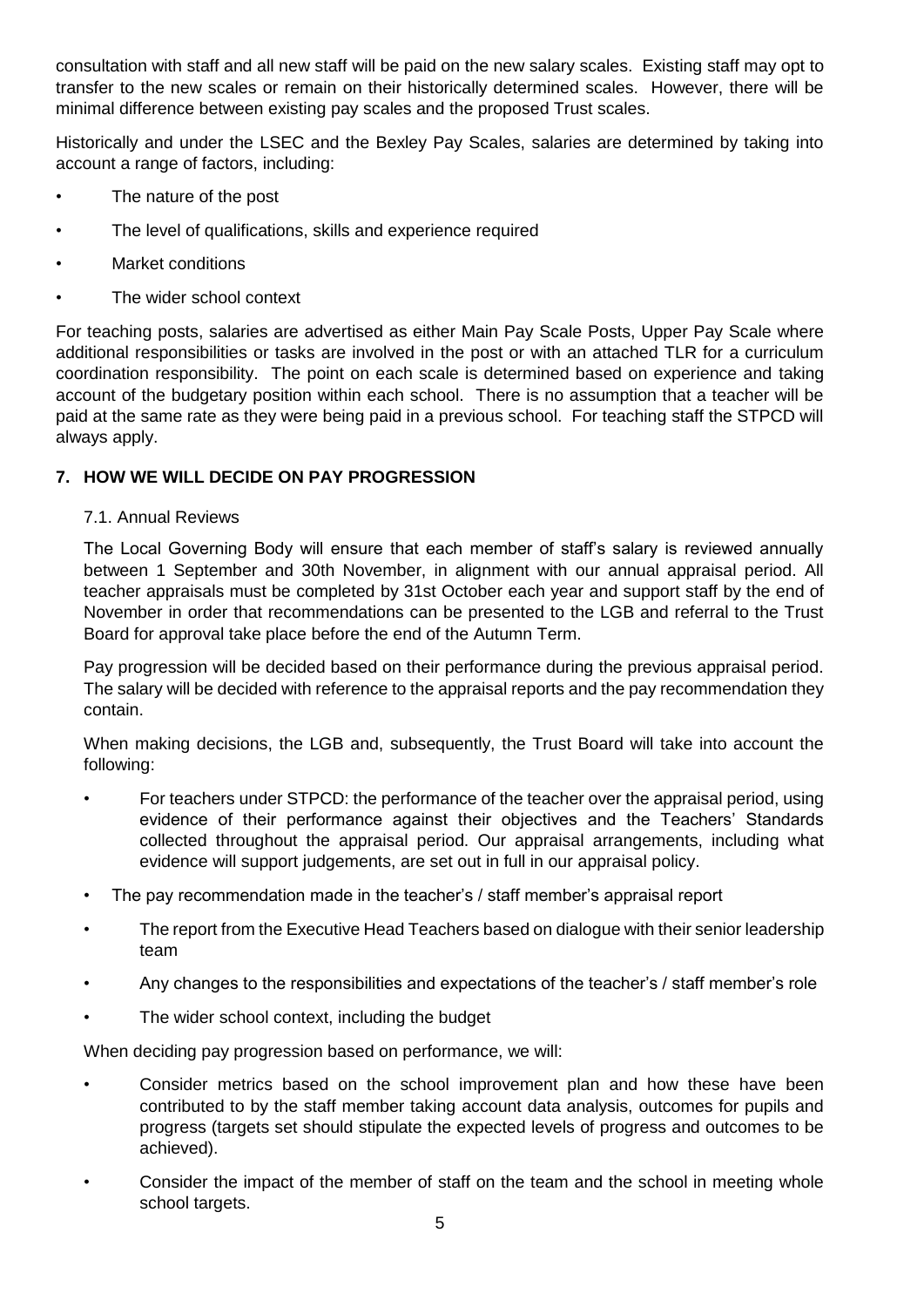consultation with staff and all new staff will be paid on the new salary scales. Existing staff may opt to transfer to the new scales or remain on their historically determined scales. However, there will be minimal difference between existing pay scales and the proposed Trust scales.

Historically and under the LSEC and the Bexley Pay Scales, salaries are determined by taking into account a range of factors, including:

- The nature of the post
- The level of qualifications, skills and experience required
- Market conditions
- The wider school context

For teaching posts, salaries are advertised as either Main Pay Scale Posts, Upper Pay Scale where additional responsibilities or tasks are involved in the post or with an attached TLR for a curriculum coordination responsibility. The point on each scale is determined based on experience and taking account of the budgetary position within each school. There is no assumption that a teacher will be paid at the same rate as they were being paid in a previous school. For teaching staff the STPCD will always apply.

## 7. HOW WE WILL DECIDE ON PAY PROGRESSION

### 7.1. Annual Reviews

The Local Governing Body will ensure that each member of staff's salary is reviewed annually between 1 September and 30th November, in alignment with our annual appraisal period. All teacher appraisals must be completed by 31st October each year and support staff by the end of November in order that recommendations can be presented to the LGB and referral to the Trust Board for approval take place before the end of the Autumn Term.

Pay progression will be decided based on their performance during the previous appraisal period. The salary will be decided with reference to the appraisal reports and the pay recommendation they contain.

When making decisions, the LGB and, subsequently, the Trust Board will take into account the following:

- For teachers under STPCD: the performance of the teacher over the appraisal period, using evidence of their performance against their objectives and the Teachers' Standards collected throughout the appraisal period. Our appraisal arrangements, including what evidence will support judgements, are set out in full in our appraisal policy.
- The pay recommendation made in the teacher's / staff member's appraisal report
- The report from the Executive Head Teachers based on dialogue with their senior leadership team
- Any changes to the responsibilities and expectations of the teacher's / staff member's role
- The wider school context, including the budget

When deciding pay progression based on performance, we will:

- Consider metrics based on the school improvement plan and how these have been contributed to by the staff member taking account data analysis, outcomes for pupils and progress (targets set should stipulate the expected levels of progress and outcomes to be achieved).
- Consider the impact of the member of staff on the team and the school in meeting whole school targets.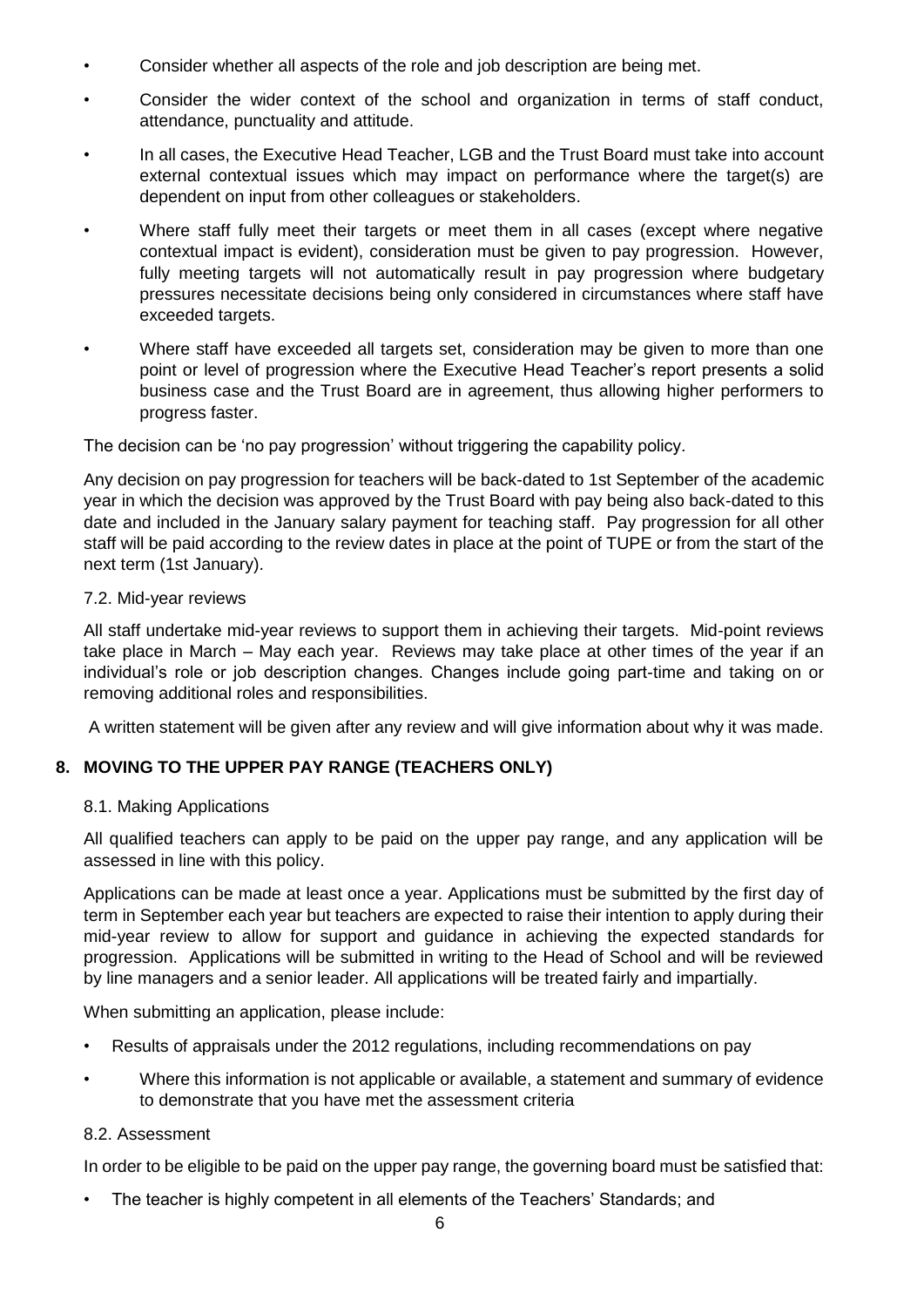- Consider whether all aspects of the role and job description are being met.
- Consider the wider context of the school and organization in terms of staff conduct, attendance, punctuality and attitude.
- In all cases, the Executive Head Teacher, LGB and the Trust Board must take into account external contextual issues which may impact on performance where the target(s) are dependent on input from other colleagues or stakeholders.
- Where staff fully meet their targets or meet them in all cases (except where negative contextual impact is evident), consideration must be given to pay progression. However, fully meeting targets will not automatically result in pay progression where budgetary pressures necessitate decisions being only considered in circumstances where staff have exceeded targets.
- Where staff have exceeded all targets set, consideration may be given to more than one point or level of progression where the Executive Head Teacher's report presents a solid business case and the Trust Board are in agreement, thus allowing higher performers to progress faster.

The decision can be 'no pay progression' without triggering the capability policy.

Any decision on pay progression for teachers will be back-dated to 1st September of the academic year in which the decision was approved by the Trust Board with pay being also back-dated to this date and included in the January salary payment for teaching staff. Pay progression for all other staff will be paid according to the review dates in place at the point of TUPE or from the start of the next term (1st January).

7.2. Mid-year reviews

All staff undertake mid-year reviews to support them in achieving their targets. Mid-point reviews take place in March – May each year. Reviews may take place at other times of the year if an individual's role or job description changes. Changes include going part-time and taking on or removing additional roles and responsibilities.

A written statement will be given after any review and will give information about why it was made.

## 8. MOVING TO THE UPPER PAY RANGE (TEACHERS ONLY)

8.1. Making Applications

All qualified teachers can apply to be paid on the upper pay range, and any application will be assessed in line with this policy.

Applications can be made at least once a year. Applications must be submitted by the first day of term in September each year but teachers are expected to raise their intention to apply during their mid-year review to allow for support and guidance in achieving the expected standards for progression. Applications will be submitted in writing to the Head of School and will be reviewed by line managers and a senior leader. All applications will be treated fairly and impartially.

When submitting an application, please include:

- Results of appraisals under the 2012 regulations, including recommendations on pay
- Where this information is not applicable or available, a statement and summary of evidence to demonstrate that you have met the assessment criteria

8.2. Assessment

In order to be eligible to be paid on the upper pay range, the governing board must be satisfied that:

- The teacher is highly competent in all elements of the Teachers' Standards; and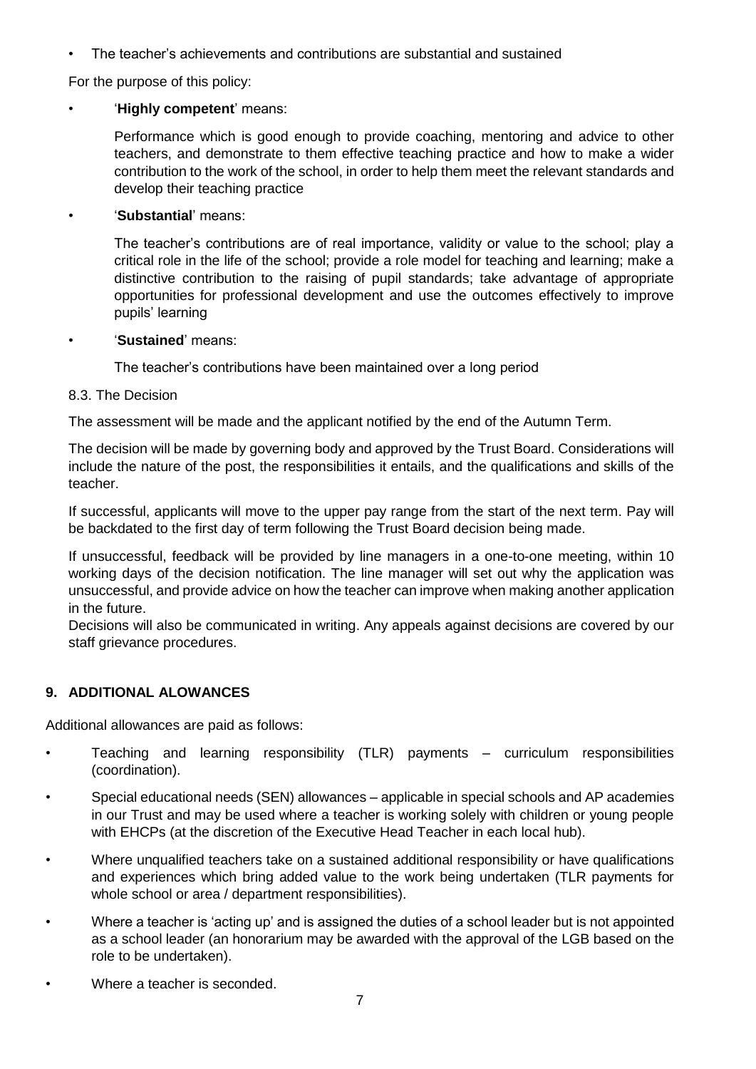- The teacher's achievements and contributions are substantial and sustained

For the purpose of this policy:

- '**Highly competent**' means:

  Performance which is good enough to provide coaching, mentoring and advice to other teachers, and demonstrate to them effective teaching practice and how to make a wider contribution to the work of the school, in order to help them meet the relevant standards and develop their teaching practice

- '**Substantial**' means:

  The teacher's contributions are of real importance, validity or value to the school; play a critical role in the life of the school; provide a role model for teaching and learning; make a distinctive contribution to the raising of pupil standards; take advantage of appropriate opportunities for professional development and use the outcomes effectively to improve pupils' learning

- '**Sustained**' means:

  The teacher's contributions have been maintained over a long period

8.3. The Decision

The assessment will be made and the applicant notified by the end of the Autumn Term.

The decision will be made by governing body and approved by the Trust Board. Considerations will include the nature of the post, the responsibilities it entails, and the qualifications and skills of the teacher.

If successful, applicants will move to the upper pay range from the start of the next term. Pay will be backdated to the first day of term following the Trust Board decision being made.

If unsuccessful, feedback will be provided by line managers in a one-to-one meeting, within 10 working days of the decision notification. The line manager will set out why the application was unsuccessful, and provide advice on how the teacher can improve when making another application in the future.
Decisions will also be communicated in writing. Any appeals against decisions are covered by our staff grievance procedures.

## 9. ADDITIONAL ALOWANCES

Additional allowances are paid as follows:

- Teaching and learning responsibility (TLR) payments – curriculum responsibilities (coordination).
- Special educational needs (SEN) allowances – applicable in special schools and AP academies in our Trust and may be used where a teacher is working solely with children or young people with EHCPs (at the discretion of the Executive Head Teacher in each local hub).
- Where unqualified teachers take on a sustained additional responsibility or have qualifications and experiences which bring added value to the work being undertaken (TLR payments for whole school or area / department responsibilities).
- Where a teacher is 'acting up' and is assigned the duties of a school leader but is not appointed as a school leader (an honorarium may be awarded with the approval of the LGB based on the role to be undertaken).
- Where a teacher is seconded.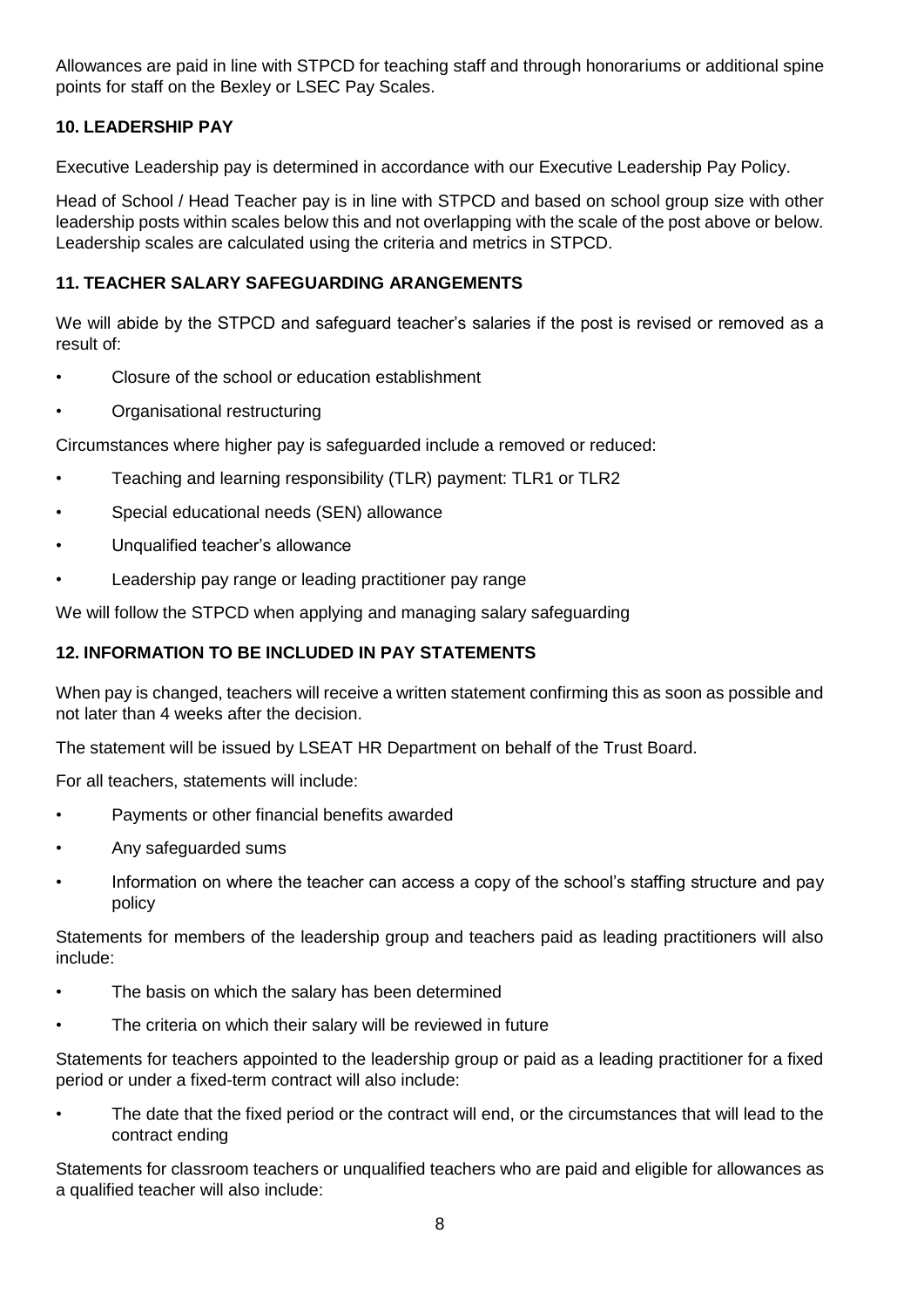Allowances are paid in line with STPCD for teaching staff and through honorariums or additional spine points for staff on the Bexley or LSEC Pay Scales.

## 10. LEADERSHIP PAY

Executive Leadership pay is determined in accordance with our Executive Leadership Pay Policy.

Head of School / Head Teacher pay is in line with STPCD and based on school group size with other leadership posts within scales below this and not overlapping with the scale of the post above or below. Leadership scales are calculated using the criteria and metrics in STPCD.

## 11. TEACHER SALARY SAFEGUARDING ARANGEMENTS

We will abide by the STPCD and safeguard teacher's salaries if the post is revised or removed as a result of:

- Closure of the school or education establishment
- Organisational restructuring

Circumstances where higher pay is safeguarded include a removed or reduced:

- Teaching and learning responsibility (TLR) payment: TLR1 or TLR2
- Special educational needs (SEN) allowance
- Unqualified teacher's allowance
- Leadership pay range or leading practitioner pay range

We will follow the STPCD when applying and managing salary safeguarding

## 12. INFORMATION TO BE INCLUDED IN PAY STATEMENTS

When pay is changed, teachers will receive a written statement confirming this as soon as possible and not later than 4 weeks after the decision.

The statement will be issued by LSEAT HR Department on behalf of the Trust Board.

For all teachers, statements will include:

- Payments or other financial benefits awarded
- Any safeguarded sums
- Information on where the teacher can access a copy of the school's staffing structure and pay policy

Statements for members of the leadership group and teachers paid as leading practitioners will also include:

- The basis on which the salary has been determined
- The criteria on which their salary will be reviewed in future

Statements for teachers appointed to the leadership group or paid as a leading practitioner for a fixed period or under a fixed-term contract will also include:

- The date that the fixed period or the contract will end, or the circumstances that will lead to the contract ending

Statements for classroom teachers or unqualified teachers who are paid and eligible for allowances as a qualified teacher will also include: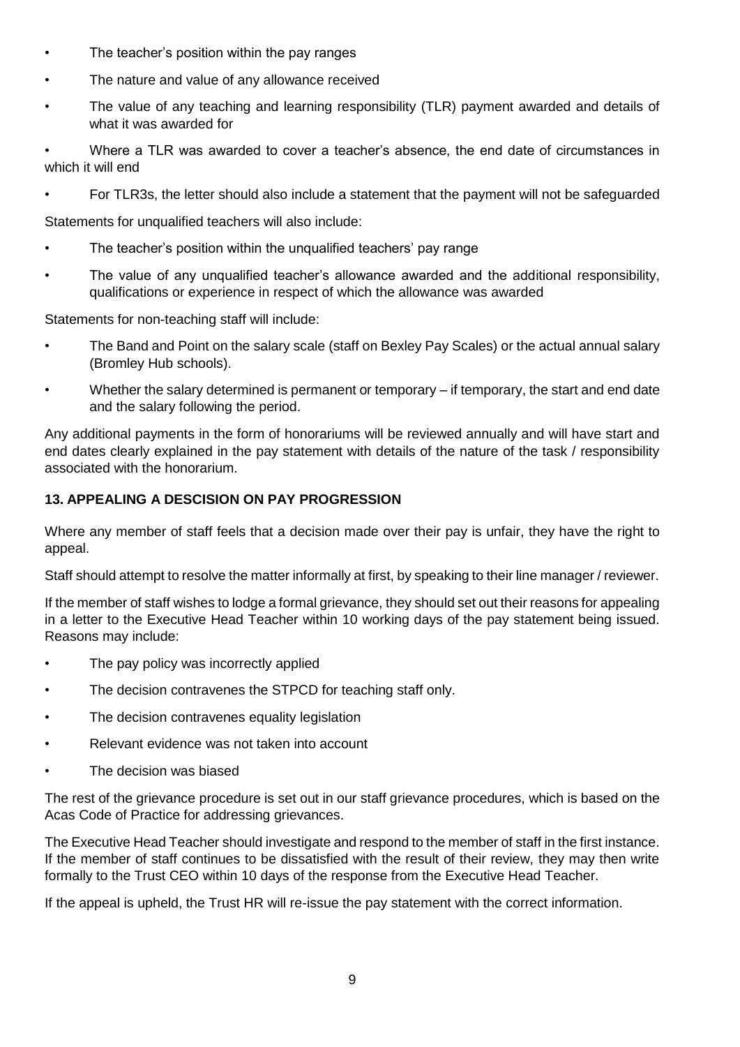- The teacher's position within the pay ranges
- The nature and value of any allowance received
- The value of any teaching and learning responsibility (TLR) payment awarded and details of what it was awarded for
- Where a TLR was awarded to cover a teacher's absence, the end date of circumstances in which it will end
- For TLR3s, the letter should also include a statement that the payment will not be safeguarded

Statements for unqualified teachers will also include:

- The teacher's position within the unqualified teachers' pay range
- The value of any unqualified teacher's allowance awarded and the additional responsibility, qualifications or experience in respect of which the allowance was awarded

Statements for non-teaching staff will include:

- The Band and Point on the salary scale (staff on Bexley Pay Scales) or the actual annual salary (Bromley Hub schools).
- Whether the salary determined is permanent or temporary – if temporary, the start and end date and the salary following the period.

Any additional payments in the form of honorariums will be reviewed annually and will have start and end dates clearly explained in the pay statement with details of the nature of the task / responsibility associated with the honorarium.

## 13. APPEALING A DESCISION ON PAY PROGRESSION

Where any member of staff feels that a decision made over their pay is unfair, they have the right to appeal.

Staff should attempt to resolve the matter informally at first, by speaking to their line manager / reviewer.

If the member of staff wishes to lodge a formal grievance, they should set out their reasons for appealing in a letter to the Executive Head Teacher within 10 working days of the pay statement being issued. Reasons may include:

- The pay policy was incorrectly applied
- The decision contravenes the STPCD for teaching staff only.
- The decision contravenes equality legislation
- Relevant evidence was not taken into account
- The decision was biased

The rest of the grievance procedure is set out in our staff grievance procedures, which is based on the Acas Code of Practice for addressing grievances.

The Executive Head Teacher should investigate and respond to the member of staff in the first instance. If the member of staff continues to be dissatisfied with the result of their review, they may then write formally to the Trust CEO within 10 days of the response from the Executive Head Teacher.

If the appeal is upheld, the Trust HR will re-issue the pay statement with the correct information.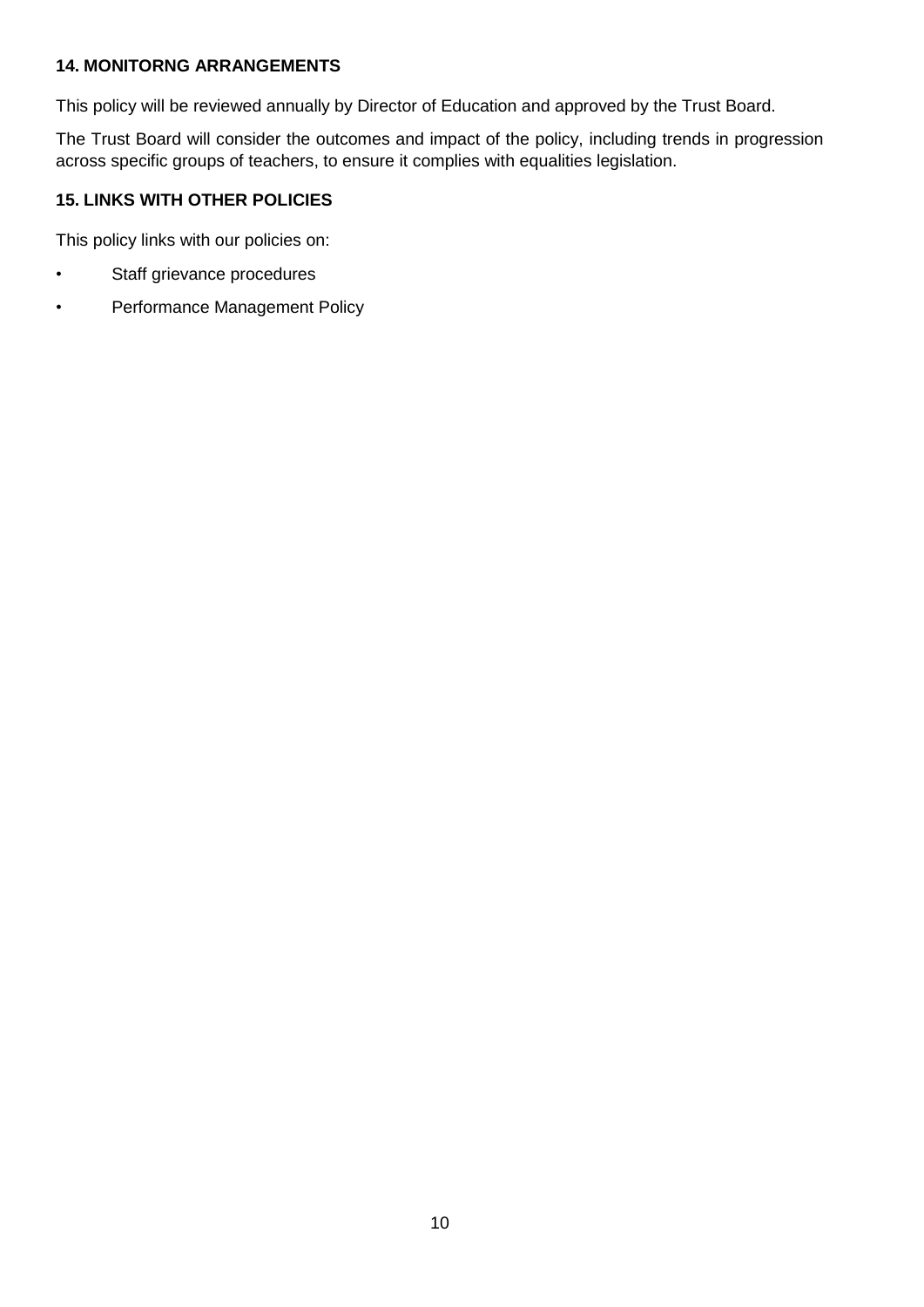### 14. MONITORNG ARRANGEMENTS

This policy will be reviewed annually by Director of Education and approved by the Trust Board.

The Trust Board will consider the outcomes and impact of the policy, including trends in progression across specific groups of teachers, to ensure it complies with equalities legislation.

### 15. LINKS WITH OTHER POLICIES

This policy links with our policies on:

- Staff grievance procedures
- Performance Management Policy